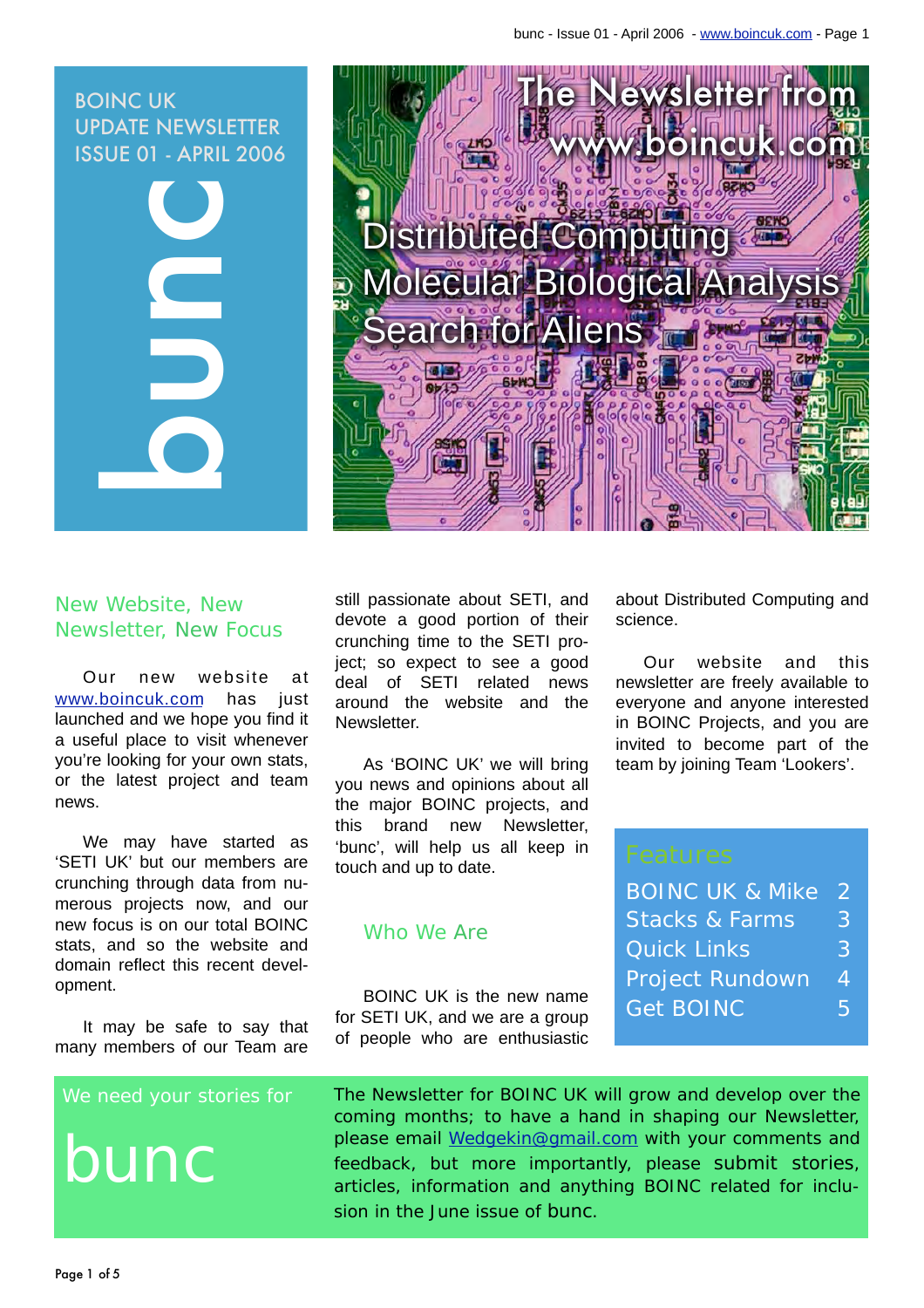BOINC UK
UPDATE NEWSLETTER
ISSUE 01 - APRIL 2006

# bunc

## The Newsletter from www.boincuk.com

Distributed Computing
Molecular Biological Analysis
Search for Aliens

## New Website, New Newsletter, New Focus

Our new website at www.boincuk.com has just launched and we hope you find it a useful place to visit whenever you're looking for your own stats, or the latest project and team news.

We may have started as 'SETI UK' but our members are crunching through data from numerous projects now, and our new focus is on our total BOINC stats, and so the website and domain reflect this recent development.

It may be safe to say that many members of our Team are still passionate about SETI, and devote a good portion of their crunching time to the SETI project; so expect to see a good deal of SETI related news around the website and the Newsletter.

As 'BOINC UK' we will bring you news and opinions about all the major BOINC projects, and this brand new Newsletter, 'bunc', will help us all keep in touch and up to date.

## Who We Are

BOINC UK is the new name for SETI UK, and we are a group of people who are enthusiastic about Distributed Computing and science.

Our website and this newsletter are freely available to everyone and anyone interested in BOINC Projects, and you are invited to become part of the team by joining Team 'Lokers'.

### Features

| | |
|---|---|
| BOINC UK & Mike | 2 |
| Stacks & Farms | 3 |
| Quick Links | 3 |
| Project Rundown | 4 |
| Get BOINC | 5 |

We need your stories for

**bunc**

The Newsletter for BOINC UK will grow and develop over the coming months; to have a hand in shaping our Newsletter, please email Wedgekin@gmail.com with your comments and feedback, but more importantly, please submit stories, articles, information and anything BOINC related for inclusion in the June issue of bunc.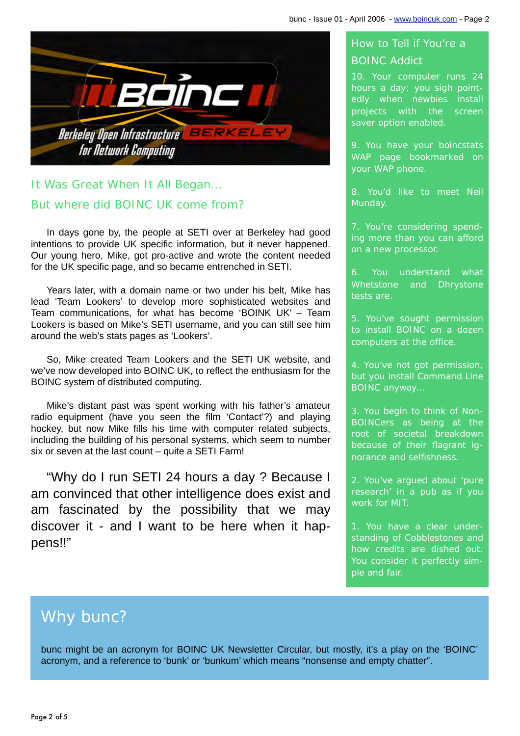## It Was Great When It All Began...

## But where did BOINC UK come from?

In days gone by, the people at SETI over at Berkeley had good intentions to provide UK specific information, but it never happened. Our young hero, Mike, got pro-active and wrote the content needed for the UK specific page, and so became entrenched in SETI.

Years later, with a domain name or two under his belt, Mike has lead 'Team Lookers' to develop more sophisticated websites and Team communications, for what has become 'BOINK UK' – Team Lookers is based on Mike's SETI username, and you can still see him around the web's stats pages as 'Lookers'.

So, Mike created Team Lookers and the SETI UK website, and we've now developed into BOINC UK, to reflect the enthusiasm for the BOINC system of distributed computing.

Mike's distant past was spent working with his father's amateur radio equipment (have you seen the film 'Contact'?) and playing hockey, but now Mike fills his time with computer related subjects, including the building of his personal systems, which seem to number six or seven at the last count – quite a SETI Farm!

"Why do I run SETI 24 hours a day ? Because I am convinced that other intelligence does exist and am fascinated by the possibility that we may discover it - and I want to be here when it happens!!"

## How to Tell if You're a BOINC Addict

10. Your computer runs 24 hours a day; you sigh pointedly when newbies install projects with the screen saver option enabled.

9. You have your boincstats WAP page bookmarked on your WAP phone.

8. You'd like to meet Neil Munday.

7. You're considering spending more than you can afford on a new processor.

6. You understand what Whetstone and Dhrystone tests are.

5. You've sought permission to install BOINC on a dozen computers at the office.

4. You've not got permission, but you install Command Line BOINC anyway...

3. You begin to think of Non-BOINCers as being at the root of societal breakdown because of their flagrant ignorance and selfishness.

2. You've argued about 'pure research' in a pub as if you work for MIT.

1. You have a clear understanding of Cobblestones and how credits are dished out. You consider it perfectly simple and fair.

## Why bunc?

bunc might be an acronym for BOINC UK Newsletter Circular, but mostly, it's a play on the 'BOINC' acronym, and a reference to 'bunk' or 'bunkum' which means "nonsense and empty chatter".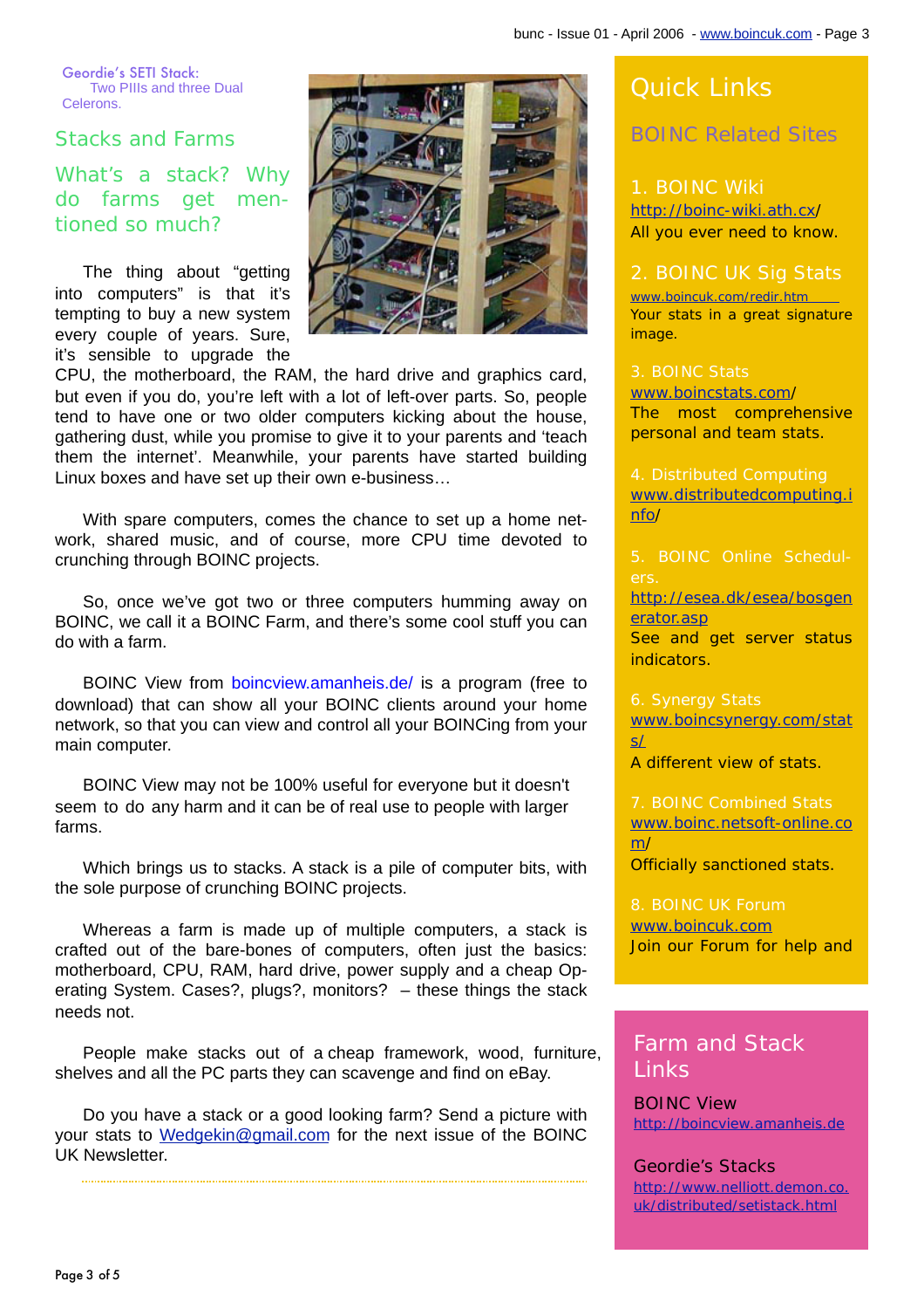Geordie's SETI Stack: Two PIIIs and three Dual Celerons.

## Stacks and Farms

### What's a stack? Why do farms get mentioned so much?

The thing about "getting into computers" is that it's tempting to buy a new system every couple of years. Sure, it's sensible to upgrade the CPU, the motherboard, the RAM, the hard drive and graphics card, but even if you do, you're left with a lot of left-over parts. So, people tend to have one or two older computers kicking about the house, gathering dust, while you promise to give it to your parents and 'teach them the internet'. Meanwhile, your parents have started building Linux boxes and have set up their own e-business…

With spare computers, comes the chance to set up a home network, shared music, and of course, more CPU time devoted to crunching through BOINC projects.

So, once we've got two or three computers humming away on BOINC, we call it a BOINC Farm, and there's some cool stuff you can do with a farm.

BOINC View from boincview.amanheis.de/ is a program (free to download) that can show all your BOINC clients around your home network, so that you can view and control all your BOINCing from your main computer.

BOINC View may not be 100% useful for everyone but it doesn't seem to do any harm and it can be of real use to people with larger farms.

Which brings us to stacks. A stack is a pile of computer bits, with the sole purpose of crunching BOINC projects.

Whereas a farm is made up of multiple computers, a stack is crafted out of the bare-bones of computers, often just the basics: motherboard, CPU, RAM, hard drive, power supply and a cheap Operating System. Cases?, plugs?, monitors? – these things the stack needs not.

People make stacks out of a cheap framework, wood, furniture, shelves and all the PC parts they can scavenge and find on eBay.

Do you have a stack or a good looking farm? Send a picture with your stats to Wedgekin@gmail.com for the next issue of the BOINC UK Newsletter.

## Quick Links

### BOINC Related Sites

1. BOINC Wiki
http://boinc-wiki.ath.cx/
All you ever need to know.

2. BOINC UK Sig Stats
www.boincuk.com/redir.htm
Your stats in a great signature image.

3. BOINC Stats
www.boincstats.com/
The most comprehensive personal and team stats.

4. Distributed Computing
www.distributedcomputing.info/

5. BOINC Online Schedulers.
http://esea.dk/esea/bosgenerator.asp
See and get server status indicators.

6. Synergy Stats
www.boincsynergy.com/stats/
A different view of stats.

7. BOINC Combined Stats
www.boinc.netsoft-online.com/
Officially sanctioned stats.

8. BOINC UK Forum
www.boincuk.com
Join our Forum for help and

## Farm and Stack Links

BOINC View
http://boincview.amanheis.de

Geordie's Stacks
http://www.nelliott.demon.co.uk/distributed/setistack.html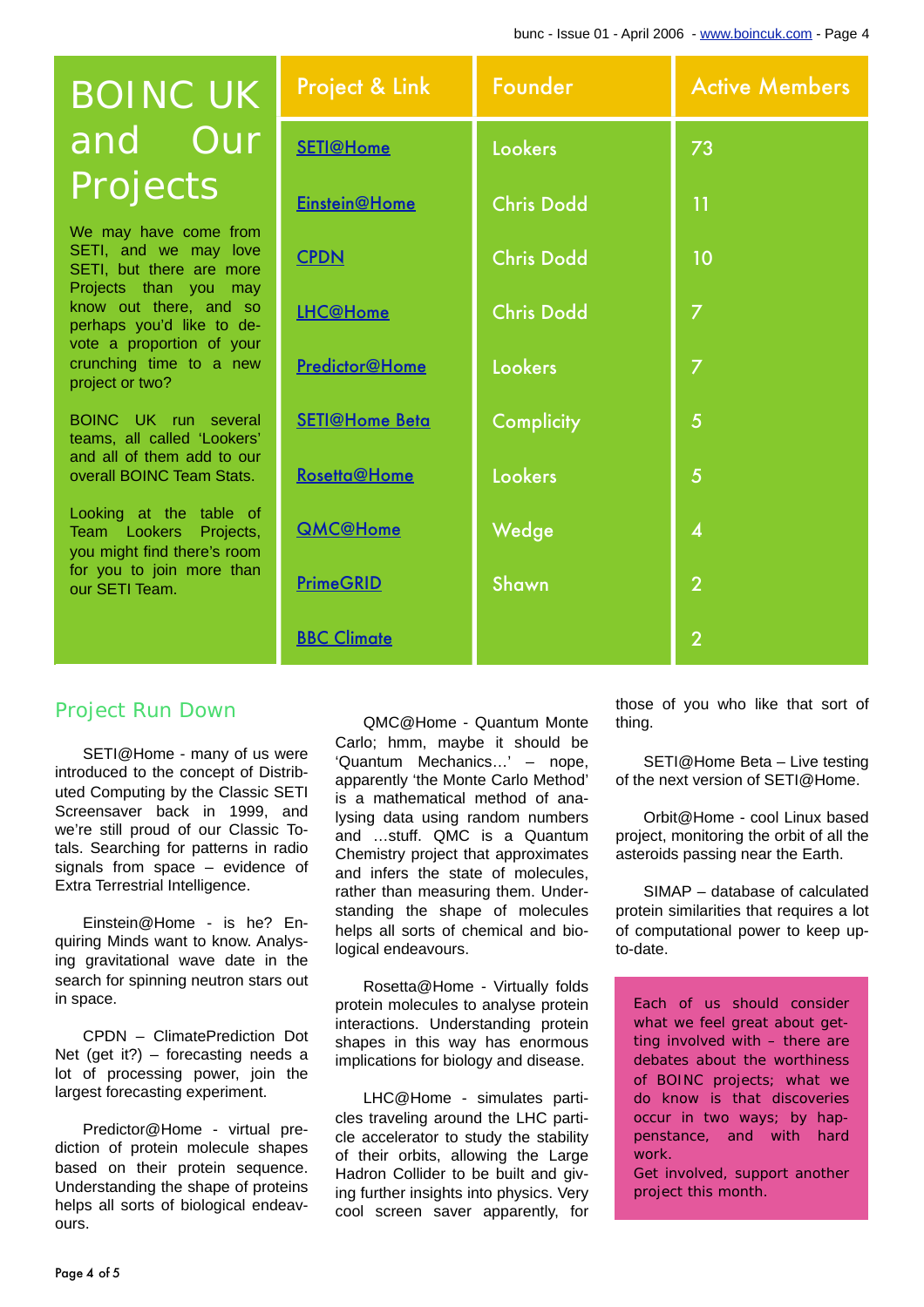# BOINC UK and Our Projects

We may have come from SETI, and we may love SETI, but there are more Projects than you may know out there, and so perhaps you'd like to devote a proportion of your crunching time to a new project or two?

BOINC UK run several teams, all called 'Lookers' and all of them add to our overall BOINC Team Stats.

Looking at the table of Team Lookers Projects, you might find there's room for you to join more than our SETI Team.

| Project & Link | Founder | Active Members |
|---|---|---|
| SETI@Home | Lookers | 73 |
| Einstein@Home | Chris Dodd | 11 |
| CPDN | Chris Dodd | 10 |
| LHC@Home | Chris Dodd | 7 |
| Predictor@Home | Lookers | 7 |
| SETI@Home Beta | Complicity | 5 |
| Rosetta@Home | Lookers | 5 |
| QMC@Home | Wedge | 4 |
| PrimeGRID | Shawn | 2 |
| BBC Climate | | 2 |

## Project Run Down

SETI@Home - many of us were introduced to the concept of Distributed Computing by the Classic SETI Screensaver back in 1999, and we're still proud of our Classic Totals. Searching for patterns in radio signals from space – evidence of Extra Terrestrial Intelligence.

Einstein@Home - is he? Enquiring Minds want to know. Analysing gravitational wave date in the search for spinning neutron stars out in space.

CPDN – ClimatePrediction Dot Net (get it?) – forecasting needs a lot of processing power, join the largest forecasting experiment.

Predictor@Home - virtual prediction of protein molecule shapes based on their protein sequence. Understanding the shape of proteins helps all sorts of biological endeavours.

QMC@Home - Quantum Monte Carlo; hmm, maybe it should be 'Quantum Mechanics…' – nope, apparently 'the Monte Carlo Method' is a mathematical method of analysing data using random numbers and …stuff. QMC is a Quantum Chemistry project that approximates and infers the state of molecules, rather than measuring them. Understanding the shape of molecules helps all sorts of chemical and biological endeavours.

Rosetta@Home - Virtually folds protein molecules to analyse protein interactions. Understanding protein shapes in this way has enormous implications for biology and disease.

LHC@Home - simulates particles traveling around the LHC particle accelerator to study the stability of their orbits, allowing the Large Hadron Collider to be built and giving further insights into physics. Very cool screen saver apparently, for those of you who like that sort of thing.

SETI@Home Beta – Live testing of the next version of SETI@Home.

Orbit@Home - cool Linux based project, monitoring the orbit of all the asteroids passing near the Earth.

SIMAP – database of calculated protein similarities that requires a lot of computational power to keep up-to-date.

Each of us should consider what we feel great about getting involved with – there are debates about the worthiness of BOINC projects; what we do know is that discoveries occur in two ways; by happenstance, and with hard work.
Get involved, support another project this month.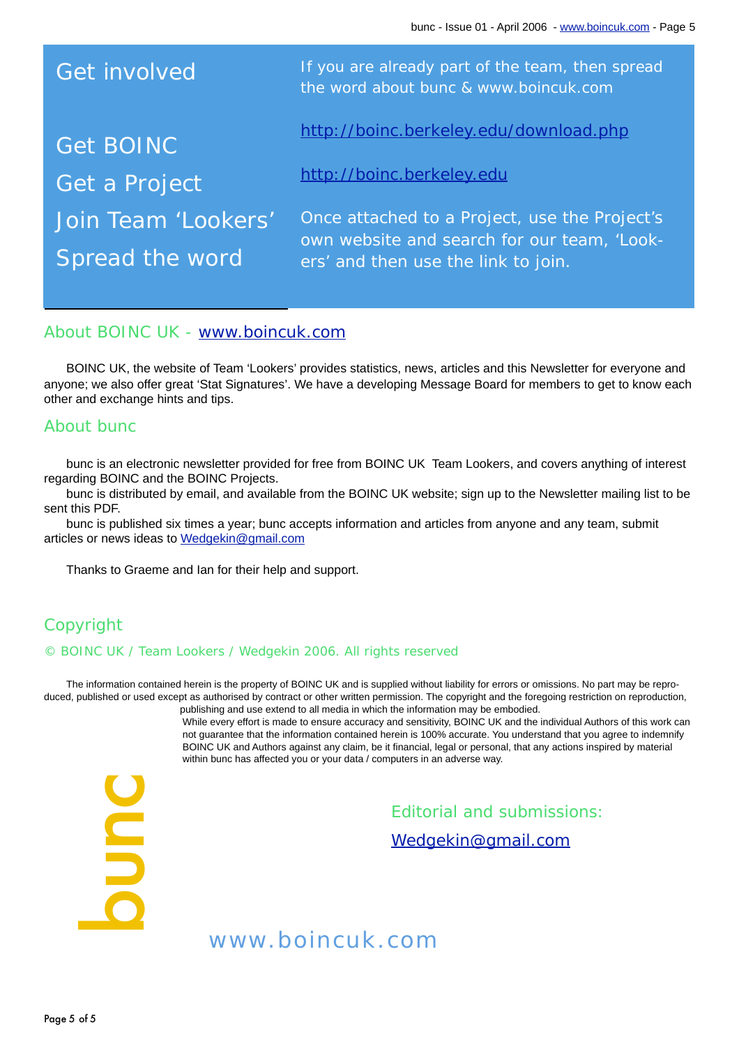## Get involved

If you are already part of the team, then spread the word about bunc & www.boincuk.com

**Get BOINC** — http://boinc.berkeley.edu/download.php

**Get a Project** — http://boinc.berkeley.edu

**Join Team 'Lookers'** — Once attached to a Project, use the Project's own website and search for our team, 'Lookers' and then use the link to join.

**Spread the word**

## About BOINC UK - www.boincuk.com

BOINC UK, the website of Team 'Lookers' provides statistics, news, articles and this Newsletter for everyone and anyone; we also offer great 'Stat Signatures'. We have a developing Message Board for members to get to know each other and exchange hints and tips.

## About bunc

bunc is an electronic newsletter provided for free from BOINC UK Team Lookers, and covers anything of interest regarding BOINC and the BOINC Projects.

bunc is distributed by email, and available from the BOINC UK website; sign up to the Newsletter mailing list to be sent this PDF.

bunc is published six times a year; bunc accepts information and articles from anyone and any team, submit articles or news ideas to Wedgekin@gmail.com

Thanks to Graeme and Ian for their help and support.

## Copyright

© BOINC UK / Team Lookers / Wedgekin 2006. All rights reserved

The information contained herein is the property of BOINC UK and is supplied without liability for errors or omissions. No part may be reproduced, published or used except as authorised by contract or other written permission. The copyright and the foregoing restriction on reproduction, publishing and use extend to all media in which the information may be embodied.

While every effort is made to ensure accuracy and sensitivity, BOINC UK and the individual Authors of this work can not guarantee that the information contained herein is 100% accurate. You understand that you agree to indemnify BOINC UK and Authors against any claim, be it financial, legal or personal, that any actions inspired by material within bunc has affected you or your data / computers in an adverse way.

bunc

Editorial and submissions:

Wedgekin@gmail.com

www.boincuk.com